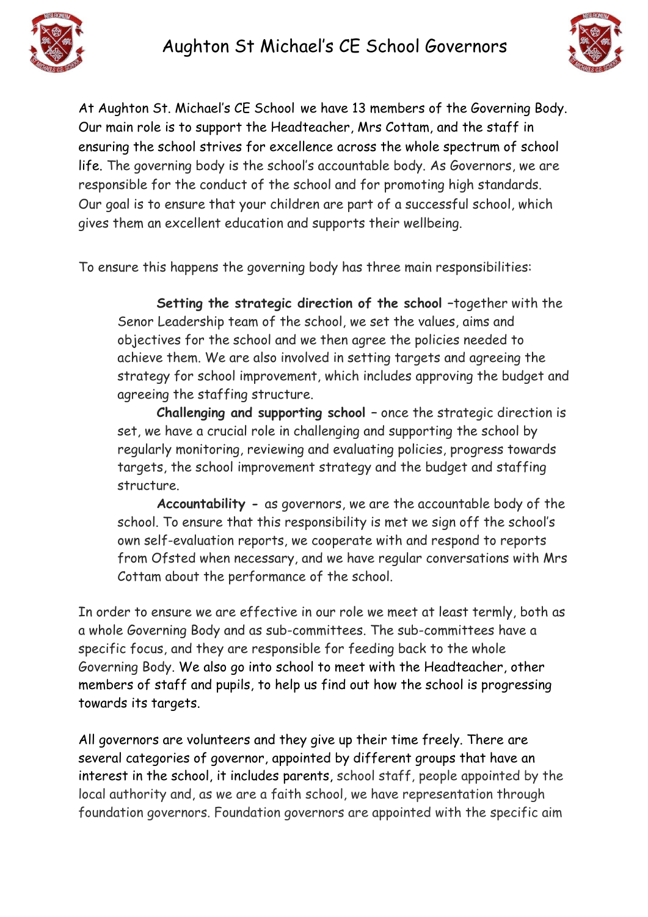# Aughton St Michael's CE School Governors

At Aughton St. Michael's CE School we have 13 members of the Governing Body. Our main role is to support the Headteacher, Mrs Cottam, and the staff in ensuring the school strives for excellence across the whole spectrum of school life. The governing body is the school's accountable body. As Governors, we are responsible for the conduct of the school and for promoting high standards. Our goal is to ensure that your children are part of a successful school, which gives them an excellent education and supports their wellbeing.

To ensure this happens the governing body has three main responsibilities:

> **Setting the strategic direction of the school** –together with the Senor Leadership team of the school, we set the values, aims and objectives for the school and we then agree the policies needed to achieve them. We are also involved in setting targets and agreeing the strategy for school improvement, which includes approving the budget and agreeing the staffing structure.
>
> **Challenging and supporting school** – once the strategic direction is set, we have a crucial role in challenging and supporting the school by regularly monitoring, reviewing and evaluating policies, progress towards targets, the school improvement strategy and the budget and staffing structure.
>
> **Accountability -** as governors, we are the accountable body of the school. To ensure that this responsibility is met we sign off the school's own self-evaluation reports, we cooperate with and respond to reports from Ofsted when necessary, and we have regular conversations with Mrs Cottam about the performance of the school.

In order to ensure we are effective in our role we meet at least termly, both as a whole Governing Body and as sub-committees. The sub-committees have a specific focus, and they are responsible for feeding back to the whole Governing Body. We also go into school to meet with the Headteacher, other members of staff and pupils, to help us find out how the school is progressing towards its targets.

All governors are volunteers and they give up their time freely. There are several categories of governor, appointed by different groups that have an interest in the school, it includes parents, school staff, people appointed by the local authority and, as we are a faith school, we have representation through foundation governors. Foundation governors are appointed with the specific aim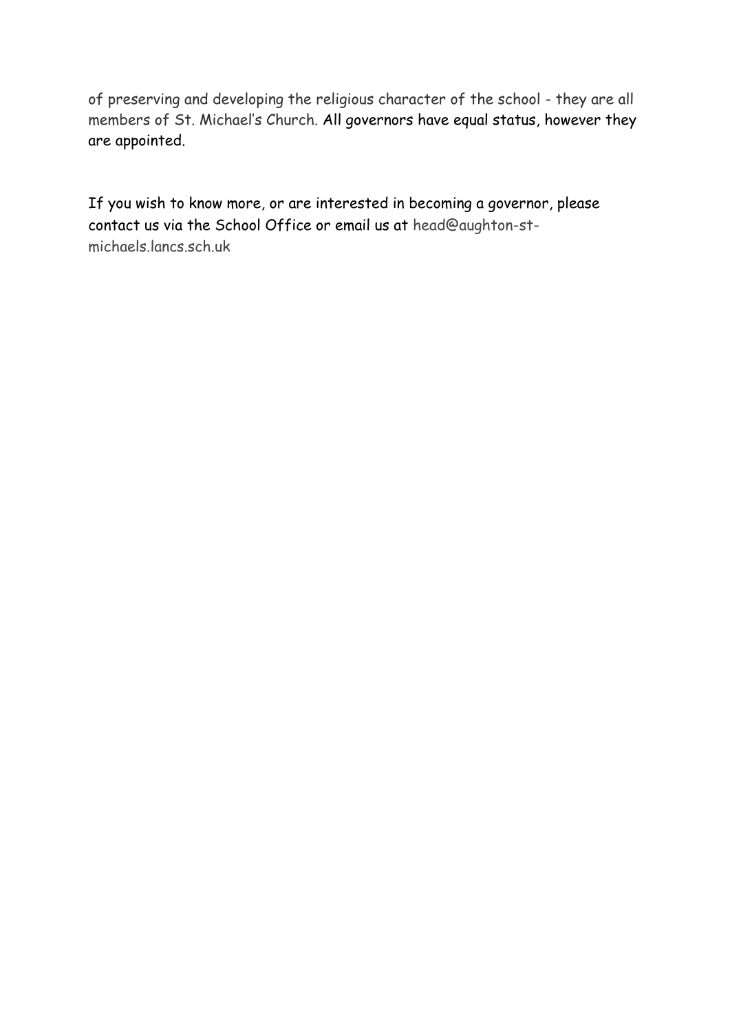of preserving and developing the religious character of the school - they are all members of St. Michael's Church. All governors have equal status, however they are appointed.

If you wish to know more, or are interested in becoming a governor, please contact us via the School Office or email us at head@aughton-st-michaels.lancs.sch.uk